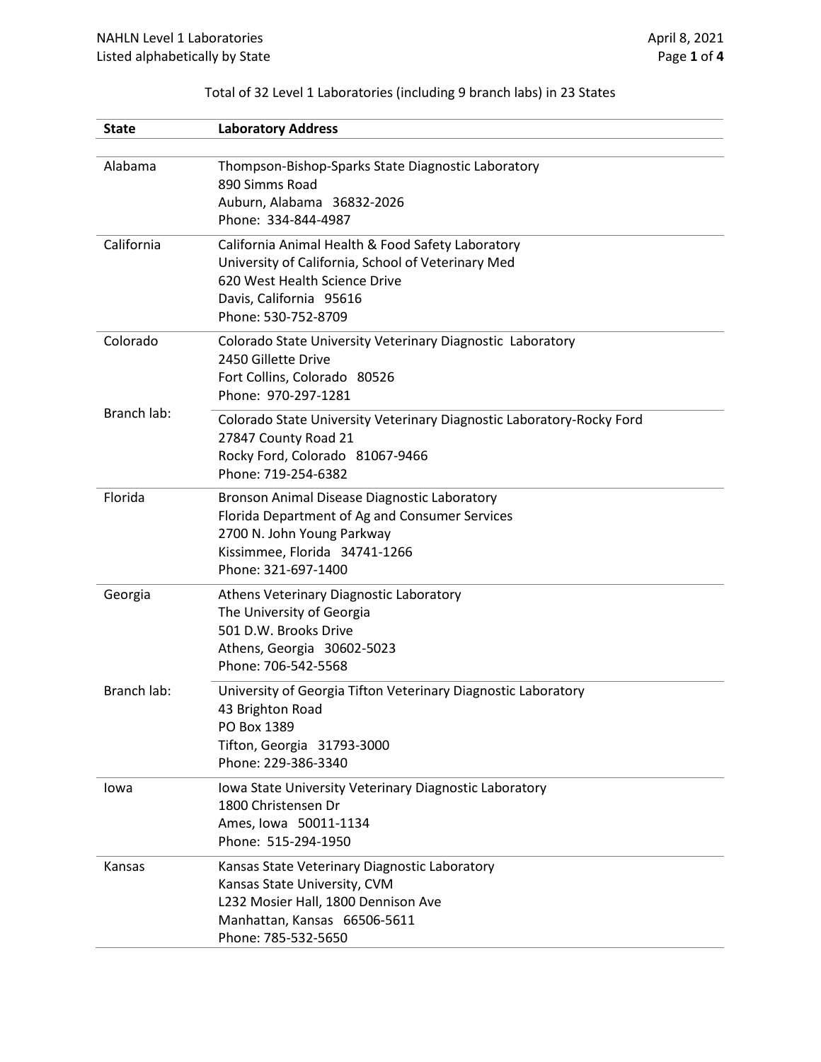Total of 32 Level 1 Laboratories (including 9 branch labs) in 23 States

| State | Laboratory Address |
| --- | --- |
| Alabama | Thompson-Bishop-Sparks State Diagnostic Laboratory<br>890 Simms Road<br>Auburn, Alabama 36832-2026<br>Phone: 334-844-4987 |
| California | California Animal Health & Food Safety Laboratory<br>University of California, School of Veterinary Med<br>620 West Health Science Drive<br>Davis, California 95616<br>Phone: 530-752-8709 |
| Colorado | Colorado State University Veterinary Diagnostic Laboratory<br>2450 Gillette Drive<br>Fort Collins, Colorado 80526<br>Phone: 970-297-1281 |
| Branch lab: | Colorado State University Veterinary Diagnostic Laboratory-Rocky Ford<br>27847 County Road 21<br>Rocky Ford, Colorado 81067-9466<br>Phone: 719-254-6382 |
| Florida | Bronson Animal Disease Diagnostic Laboratory<br>Florida Department of Ag and Consumer Services<br>2700 N. John Young Parkway<br>Kissimmee, Florida 34741-1266<br>Phone: 321-697-1400 |
| Georgia | Athens Veterinary Diagnostic Laboratory<br>The University of Georgia<br>501 D.W. Brooks Drive<br>Athens, Georgia 30602-5023<br>Phone: 706-542-5568 |
| Branch lab: | University of Georgia Tifton Veterinary Diagnostic Laboratory<br>43 Brighton Road<br>PO Box 1389<br>Tifton, Georgia 31793-3000<br>Phone: 229-386-3340 |
| Iowa | Iowa State University Veterinary Diagnostic Laboratory<br>1800 Christensen Dr<br>Ames, Iowa 50011-1134<br>Phone: 515-294-1950 |
| Kansas | Kansas State Veterinary Diagnostic Laboratory<br>Kansas State University, CVM<br>L232 Mosier Hall, 1800 Dennison Ave<br>Manhattan, Kansas 66506-5611<br>Phone: 785-532-5650 |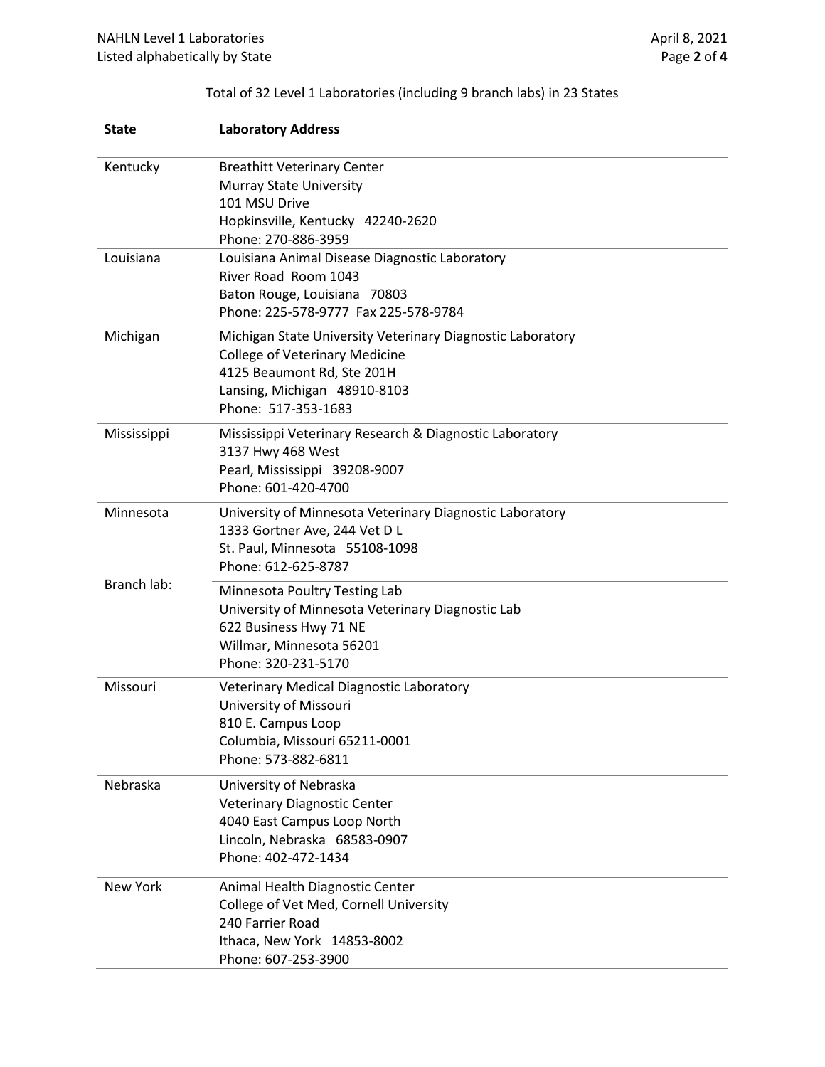Total of 32 Level 1 Laboratories (including 9 branch labs) in 23 States

| State | Laboratory Address |
| --- | --- |
| Kentucky | Breathitt Veterinary Center<br>Murray State University<br>101 MSU Drive<br>Hopkinsville, Kentucky 42240-2620<br>Phone: 270-886-3959 |
| Louisiana | Louisiana Animal Disease Diagnostic Laboratory<br>River Road Room 1043<br>Baton Rouge, Louisiana 70803<br>Phone: 225-578-9777 Fax 225-578-9784 |
| Michigan | Michigan State University Veterinary Diagnostic Laboratory<br>College of Veterinary Medicine<br>4125 Beaumont Rd, Ste 201H<br>Lansing, Michigan 48910-8103<br>Phone: 517-353-1683 |
| Mississippi | Mississippi Veterinary Research & Diagnostic Laboratory<br>3137 Hwy 468 West<br>Pearl, Mississippi 39208-9007<br>Phone: 601-420-4700 |
| Minnesota | University of Minnesota Veterinary Diagnostic Laboratory<br>1333 Gortner Ave, 244 Vet D L<br>St. Paul, Minnesota 55108-1098<br>Phone: 612-625-8787 |
| Branch lab: | Minnesota Poultry Testing Lab<br>University of Minnesota Veterinary Diagnostic Lab<br>622 Business Hwy 71 NE<br>Willmar, Minnesota 56201<br>Phone: 320-231-5170 |
| Missouri | Veterinary Medical Diagnostic Laboratory<br>University of Missouri<br>810 E. Campus Loop<br>Columbia, Missouri 65211-0001<br>Phone: 573-882-6811 |
| Nebraska | University of Nebraska<br>Veterinary Diagnostic Center<br>4040 East Campus Loop North<br>Lincoln, Nebraska 68583-0907<br>Phone: 402-472-1434 |
| New York | Animal Health Diagnostic Center<br>College of Vet Med, Cornell University<br>240 Farrier Road<br>Ithaca, New York 14853-8002<br>Phone: 607-253-3900 |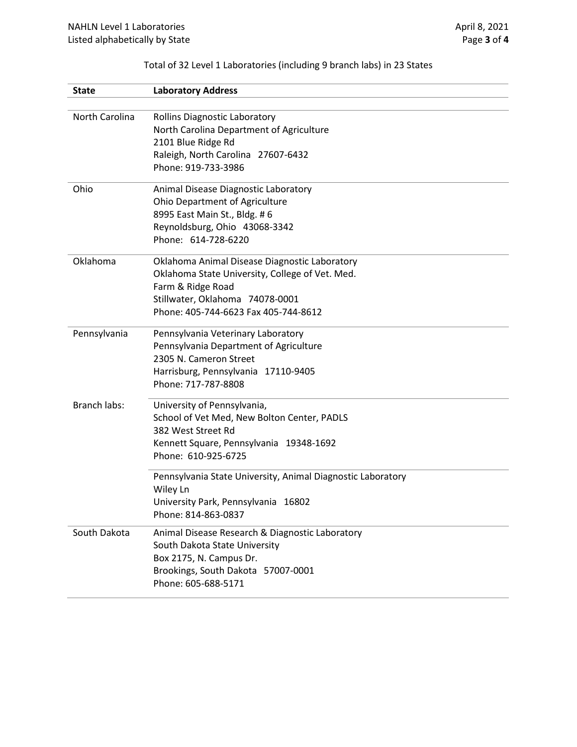Total of 32 Level 1 Laboratories (including 9 branch labs) in 23 States

| State | Laboratory Address |
|---|---|
| North Carolina | Rollins Diagnostic Laboratory<br>North Carolina Department of Agriculture<br>2101 Blue Ridge Rd<br>Raleigh, North Carolina 27607-6432<br>Phone: 919-733-3986 |
| Ohio | Animal Disease Diagnostic Laboratory<br>Ohio Department of Agriculture<br>8995 East Main St., Bldg. # 6<br>Reynoldsburg, Ohio 43068-3342<br>Phone: 614-728-6220 |
| Oklahoma | Oklahoma Animal Disease Diagnostic Laboratory<br>Oklahoma State University, College of Vet. Med.<br>Farm & Ridge Road<br>Stillwater, Oklahoma 74078-0001<br>Phone: 405-744-6623 Fax 405-744-8612 |
| Pennsylvania | Pennsylvania Veterinary Laboratory<br>Pennsylvania Department of Agriculture<br>2305 N. Cameron Street<br>Harrisburg, Pennsylvania 17110-9405<br>Phone: 717-787-8808 |
| Branch labs: | University of Pennsylvania,<br>School of Vet Med, New Bolton Center, PADLS<br>382 West Street Rd<br>Kennett Square, Pennsylvania 19348-1692<br>Phone: 610-925-6725 |
| | Pennsylvania State University, Animal Diagnostic Laboratory<br>Wiley Ln<br>University Park, Pennsylvania 16802<br>Phone: 814-863-0837 |
| South Dakota | Animal Disease Research & Diagnostic Laboratory<br>South Dakota State University<br>Box 2175, N. Campus Dr.<br>Brookings, South Dakota 57007-0001<br>Phone: 605-688-5171 |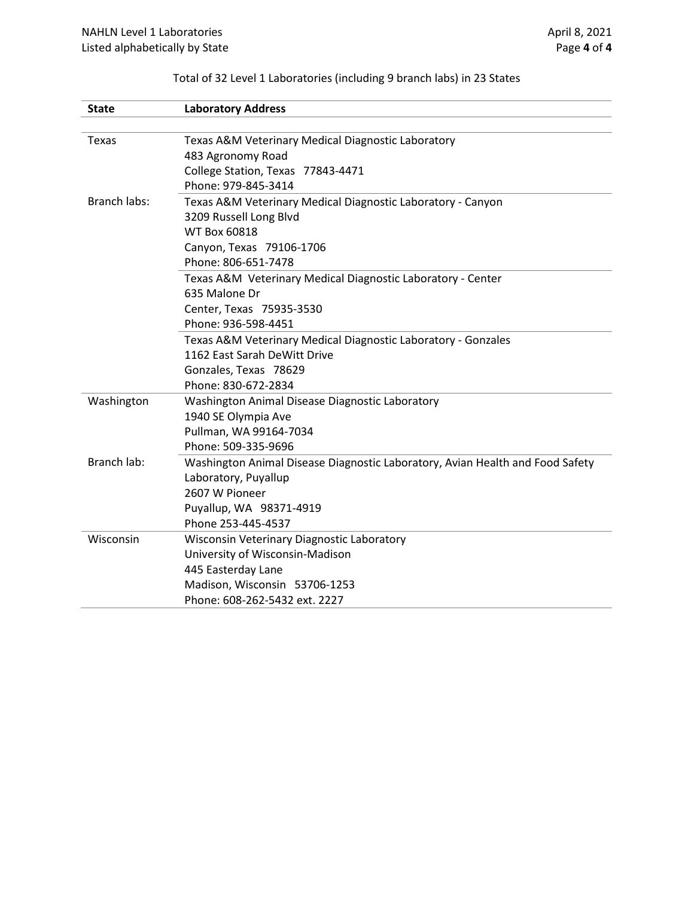Total of 32 Level 1 Laboratories (including 9 branch labs) in 23 States

| State | Laboratory Address |
| --- | --- |
| Texas | Texas A&M Veterinary Medical Diagnostic Laboratory<br>483 Agronomy Road<br>College Station, Texas 77843-4471<br>Phone: 979-845-3414 |
| Branch labs: | Texas A&M Veterinary Medical Diagnostic Laboratory - Canyon<br>3209 Russell Long Blvd<br>WT Box 60818<br>Canyon, Texas 79106-1706<br>Phone: 806-651-7478 |
| | Texas A&M Veterinary Medical Diagnostic Laboratory - Center<br>635 Malone Dr<br>Center, Texas 75935-3530<br>Phone: 936-598-4451 |
| | Texas A&M Veterinary Medical Diagnostic Laboratory - Gonzales<br>1162 East Sarah DeWitt Drive<br>Gonzales, Texas 78629<br>Phone: 830-672-2834 |
| Washington | Washington Animal Disease Diagnostic Laboratory<br>1940 SE Olympia Ave<br>Pullman, WA 99164-7034<br>Phone: 509-335-9696 |
| Branch lab: | Washington Animal Disease Diagnostic Laboratory, Avian Health and Food Safety Laboratory, Puyallup<br>2607 W Pioneer<br>Puyallup, WA 98371-4919<br>Phone 253-445-4537 |
| Wisconsin | Wisconsin Veterinary Diagnostic Laboratory<br>University of Wisconsin-Madison<br>445 Easterday Lane<br>Madison, Wisconsin 53706-1253<br>Phone: 608-262-5432 ext. 2227 |